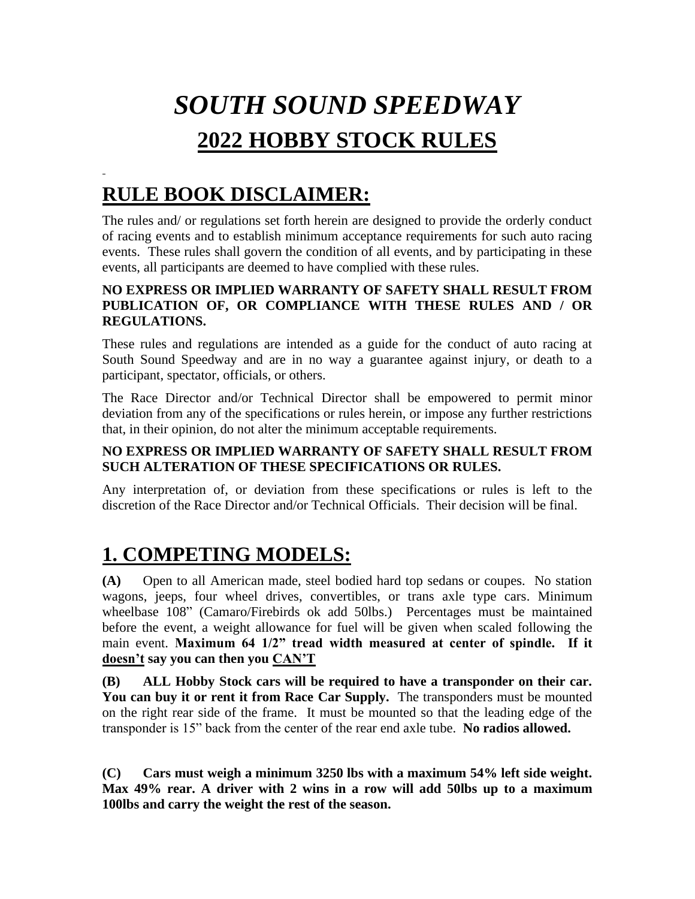// SOUTH SOUND SPEEDWAY
# *SOUTH SOUND SPEEDWAY*

## 2022 HOBBY STOCK RULES

## RULE BOOK DISCLAIMER:

The rules and/ or regulations set forth herein are designed to provide the orderly conduct of racing events and to establish minimum acceptance requirements for such auto racing events. These rules shall govern the condition of all events, and by participating in these events, all participants are deemed to have complied with these rules.

**NO EXPRESS OR IMPLIED WARRANTY OF SAFETY SHALL RESULT FROM PUBLICATION OF, OR COMPLIANCE WITH THESE RULES AND / OR REGULATIONS.**

These rules and regulations are intended as a guide for the conduct of auto racing at South Sound Speedway and are in no way a guarantee against injury, or death to a participant, spectator, officials, or others.

The Race Director and/or Technical Director shall be empowered to permit minor deviation from any of the specifications or rules herein, or impose any further restrictions that, in their opinion, do not alter the minimum acceptable requirements.

**NO EXPRESS OR IMPLIED WARRANTY OF SAFETY SHALL RESULT FROM SUCH ALTERATION OF THESE SPECIFICATIONS OR RULES.**

Any interpretation of, or deviation from these specifications or rules is left to the discretion of the Race Director and/or Technical Officials. Their decision will be final.

## 1. COMPETING MODELS:

**(A)** Open to all American made, steel bodied hard top sedans or coupes. No station wagons, jeeps, four wheel drives, convertibles, or trans axle type cars. Minimum wheelbase 108" (Camaro/Firebirds ok add 50lbs.) Percentages must be maintained before the event, a weight allowance for fuel will be given when scaled following the main event. **Maximum 64 1/2" tread width measured at center of spindle. If it <u>doesn't</u> say you can then you <u>CAN'T</u>**

**(B) ALL Hobby Stock cars will be required to have a transponder on their car. You can buy it or rent it from Race Car Supply.** The transponders must be mounted on the right rear side of the frame. It must be mounted so that the leading edge of the transponder is 15" back from the center of the rear end axle tube. **No radios allowed.**

**(C) Cars must weigh a minimum 3250 lbs with a maximum 54% left side weight. Max 49% rear. A driver with 2 wins in a row will add 50lbs up to a maximum 100lbs and carry the weight the rest of the season.**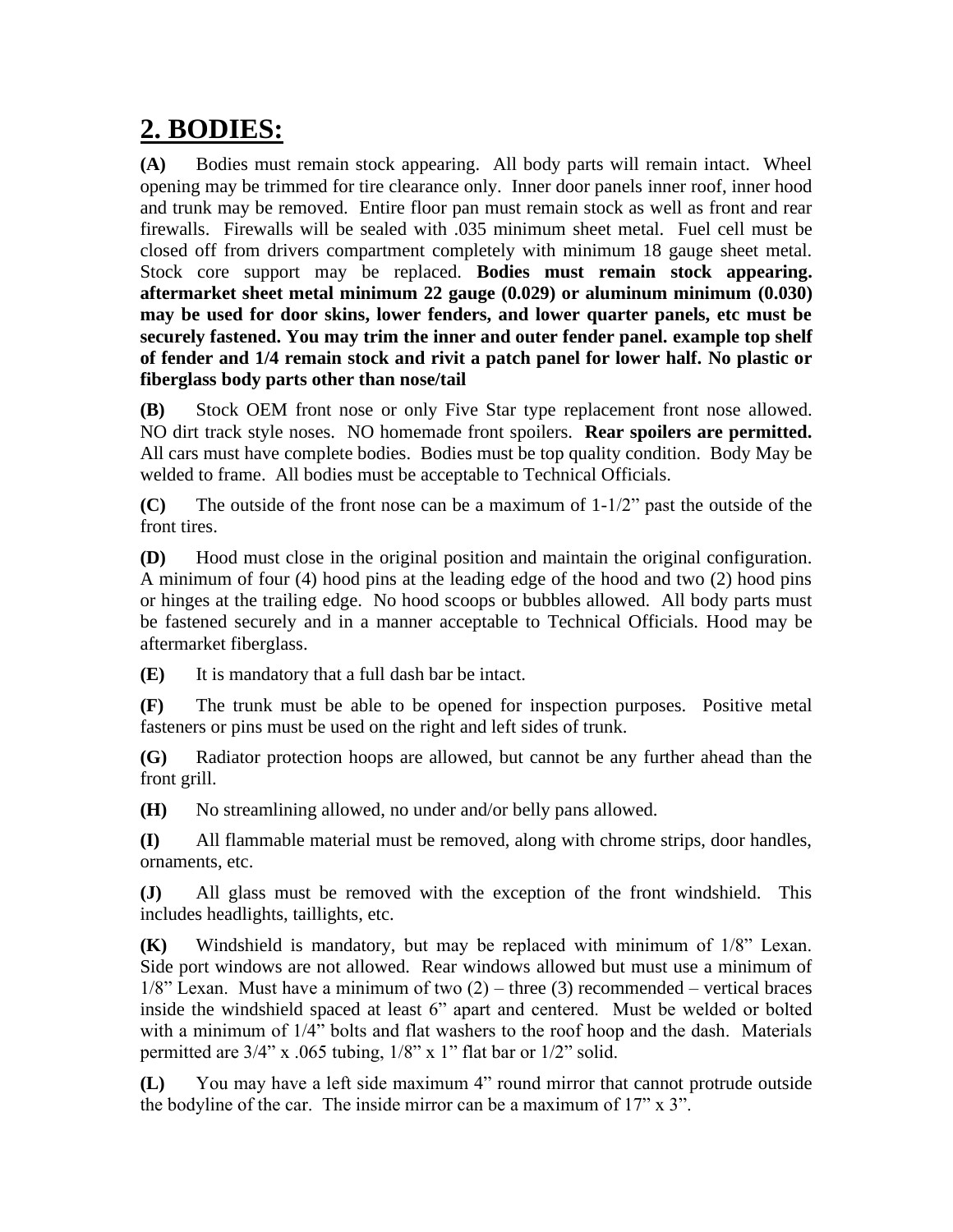## 2. BODIES:

**(A)** Bodies must remain stock appearing. All body parts will remain intact. Wheel opening may be trimmed for tire clearance only. Inner door panels inner roof, inner hood and trunk may be removed. Entire floor pan must remain stock as well as front and rear firewalls. Firewalls will be sealed with .035 minimum sheet metal. Fuel cell must be closed off from drivers compartment completely with minimum 18 gauge sheet metal. Stock core support may be replaced. **Bodies must remain stock appearing. aftermarket sheet metal minimum 22 gauge (0.029) or aluminum minimum (0.030) may be used for door skins, lower fenders, and lower quarter panels, etc must be securely fastened. You may trim the inner and outer fender panel. example top shelf of fender and 1/4 remain stock and rivit a patch panel for lower half. No plastic or fiberglass body parts other than nose/tail**

**(B)** Stock OEM front nose or only Five Star type replacement front nose allowed. NO dirt track style noses. NO homemade front spoilers. **Rear spoilers are permitted.** All cars must have complete bodies. Bodies must be top quality condition. Body May be welded to frame. All bodies must be acceptable to Technical Officials.

**(C)** The outside of the front nose can be a maximum of 1-1/2" past the outside of the front tires.

**(D)** Hood must close in the original position and maintain the original configuration. A minimum of four (4) hood pins at the leading edge of the hood and two (2) hood pins or hinges at the trailing edge. No hood scoops or bubbles allowed. All body parts must be fastened securely and in a manner acceptable to Technical Officials. Hood may be aftermarket fiberglass.

**(E)** It is mandatory that a full dash bar be intact.

**(F)** The trunk must be able to be opened for inspection purposes. Positive metal fasteners or pins must be used on the right and left sides of trunk.

**(G)** Radiator protection hoops are allowed, but cannot be any further ahead than the front grill.

**(H)** No streamlining allowed, no under and/or belly pans allowed.

**(I)** All flammable material must be removed, along with chrome strips, door handles, ornaments, etc.

**(J)** All glass must be removed with the exception of the front windshield. This includes headlights, taillights, etc.

**(K)** Windshield is mandatory, but may be replaced with minimum of 1/8" Lexan. Side port windows are not allowed. Rear windows allowed but must use a minimum of 1/8" Lexan. Must have a minimum of two (2) – three (3) recommended – vertical braces inside the windshield spaced at least 6" apart and centered. Must be welded or bolted with a minimum of 1/4" bolts and flat washers to the roof hoop and the dash. Materials permitted are 3/4" x .065 tubing, 1/8" x 1" flat bar or 1/2" solid.

**(L)** You may have a left side maximum 4" round mirror that cannot protrude outside the bodyline of the car. The inside mirror can be a maximum of 17" x 3".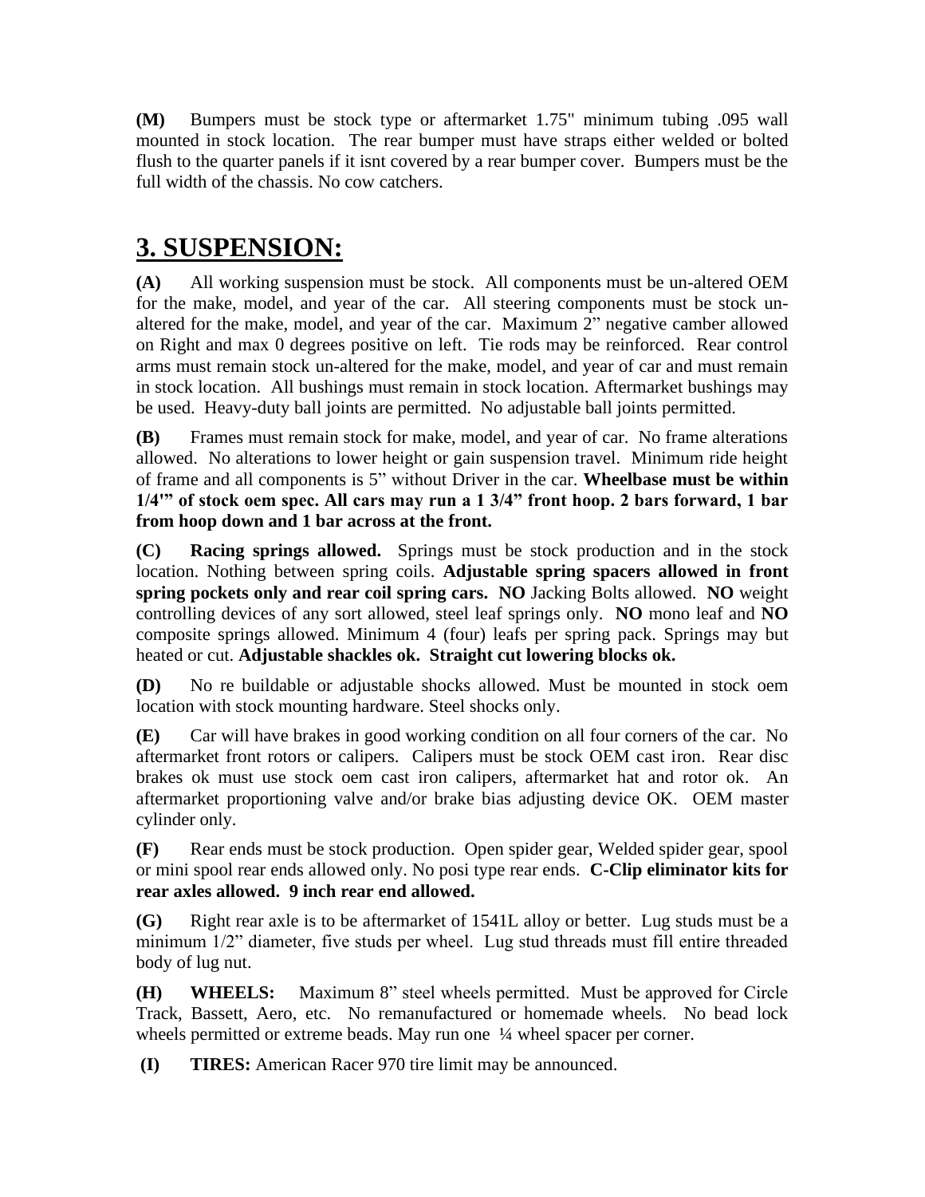**(M)** Bumpers must be stock type or aftermarket 1.75" minimum tubing .095 wall mounted in stock location. The rear bumper must have straps either welded or bolted flush to the quarter panels if it isnt covered by a rear bumper cover. Bumpers must be the full width of the chassis. No cow catchers.

# 3. SUSPENSION:

**(A)** All working suspension must be stock. All components must be un-altered OEM for the make, model, and year of the car. All steering components must be stock un-altered for the make, model, and year of the car. Maximum 2" negative camber allowed on Right and max 0 degrees positive on left. Tie rods may be reinforced. Rear control arms must remain stock un-altered for the make, model, and year of car and must remain in stock location. All bushings must remain in stock location. Aftermarket bushings may be used. Heavy-duty ball joints are permitted. No adjustable ball joints permitted.

**(B)** Frames must remain stock for make, model, and year of car. No frame alterations allowed. No alterations to lower height or gain suspension travel. Minimum ride height of frame and all components is 5" without Driver in the car. **Wheelbase must be within 1/4'" of stock oem spec. All cars may run a 1 3/4" front hoop. 2 bars forward, 1 bar from hoop down and 1 bar across at the front.**

**(C)** **Racing springs allowed.** Springs must be stock production and in the stock location. Nothing between spring coils. **Adjustable spring spacers allowed in front spring pockets only and rear coil spring cars.** **NO** Jacking Bolts allowed. **NO** weight controlling devices of any sort allowed, steel leaf springs only. **NO** mono leaf and **NO** composite springs allowed. Minimum 4 (four) leafs per spring pack. Springs may but heated or cut. **Adjustable shackles ok. Straight cut lowering blocks ok.**

**(D)** No re buildable or adjustable shocks allowed. Must be mounted in stock oem location with stock mounting hardware. Steel shocks only.

**(E)** Car will have brakes in good working condition on all four corners of the car. No aftermarket front rotors or calipers. Calipers must be stock OEM cast iron. Rear disc brakes ok must use stock oem cast iron calipers, aftermarket hat and rotor ok. An aftermarket proportioning valve and/or brake bias adjusting device OK. OEM master cylinder only.

**(F)** Rear ends must be stock production. Open spider gear, Welded spider gear, spool or mini spool rear ends allowed only. No posi type rear ends. **C-Clip eliminator kits for rear axles allowed. 9 inch rear end allowed.**

**(G)** Right rear axle is to be aftermarket of 1541L alloy or better. Lug studs must be a minimum 1/2" diameter, five studs per wheel. Lug stud threads must fill entire threaded body of lug nut.

**(H)** **WHEELS:** Maximum 8" steel wheels permitted. Must be approved for Circle Track, Bassett, Aero, etc. No remanufactured or homemade wheels. No bead lock wheels permitted or extreme beads. May run one ¼ wheel spacer per corner.

**(I)** **TIRES:** American Racer 970 tire limit may be announced.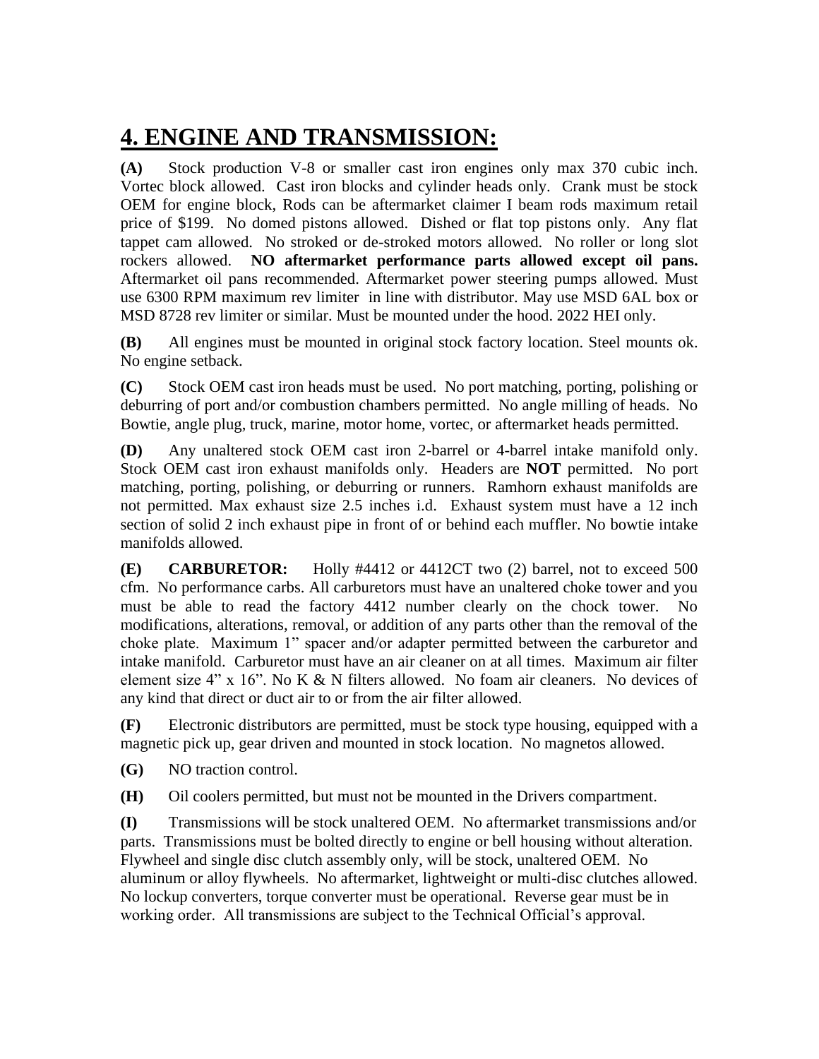# 4. ENGINE AND TRANSMISSION:

**(A)** Stock production V-8 or smaller cast iron engines only max 370 cubic inch. Vortec block allowed. Cast iron blocks and cylinder heads only. Crank must be stock OEM for engine block, Rods can be aftermarket claimer I beam rods maximum retail price of $199. No domed pistons allowed. Dished or flat top pistons only. Any flat tappet cam allowed. No stroked or de-stroked motors allowed. No roller or long slot rockers allowed. **NO aftermarket performance parts allowed except oil pans.** Aftermarket oil pans recommended. Aftermarket power steering pumps allowed. Must use 6300 RPM maximum rev limiter in line with distributor. May use MSD 6AL box or MSD 8728 rev limiter or similar. Must be mounted under the hood. 2022 HEI only.

**(B)** All engines must be mounted in original stock factory location. Steel mounts ok. No engine setback.

**(C)** Stock OEM cast iron heads must be used. No port matching, porting, polishing or deburring of port and/or combustion chambers permitted. No angle milling of heads. No Bowtie, angle plug, truck, marine, motor home, vortec, or aftermarket heads permitted.

**(D)** Any unaltered stock OEM cast iron 2-barrel or 4-barrel intake manifold only. Stock OEM cast iron exhaust manifolds only. Headers are **NOT** permitted. No port matching, porting, polishing, or deburring or runners. Ramhorn exhaust manifolds are not permitted. Max exhaust size 2.5 inches i.d. Exhaust system must have a 12 inch section of solid 2 inch exhaust pipe in front of or behind each muffler. No bowtie intake manifolds allowed.

**(E) CARBURETOR:** Holly #4412 or 4412CT two (2) barrel, not to exceed 500 cfm. No performance carbs. All carburetors must have an unaltered choke tower and you must be able to read the factory 4412 number clearly on the chock tower. No modifications, alterations, removal, or addition of any parts other than the removal of the choke plate. Maximum 1" spacer and/or adapter permitted between the carburetor and intake manifold. Carburetor must have an air cleaner on at all times. Maximum air filter element size 4" x 16". No K & N filters allowed. No foam air cleaners. No devices of any kind that direct or duct air to or from the air filter allowed.

**(F)** Electronic distributors are permitted, must be stock type housing, equipped with a magnetic pick up, gear driven and mounted in stock location. No magnetos allowed.

**(G)** NO traction control.

**(H)** Oil coolers permitted, but must not be mounted in the Drivers compartment.

**(I)** Transmissions will be stock unaltered OEM. No aftermarket transmissions and/or parts. Transmissions must be bolted directly to engine or bell housing without alteration. Flywheel and single disc clutch assembly only, will be stock, unaltered OEM. No aluminum or alloy flywheels. No aftermarket, lightweight or multi-disc clutches allowed. No lockup converters, torque converter must be operational. Reverse gear must be in working order. All transmissions are subject to the Technical Official's approval.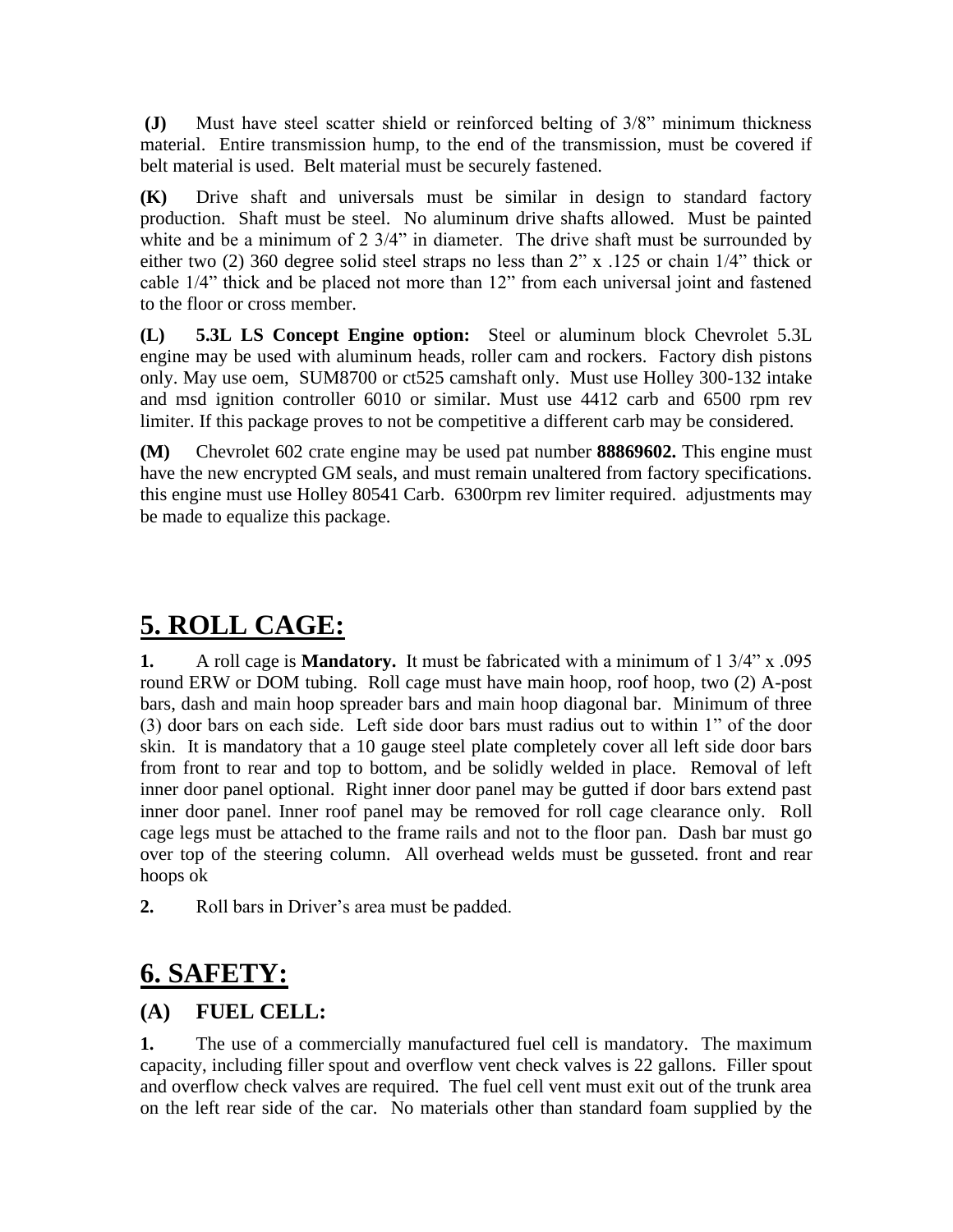**(J)** Must have steel scatter shield or reinforced belting of 3/8" minimum thickness material. Entire transmission hump, to the end of the transmission, must be covered if belt material is used. Belt material must be securely fastened.

**(K)** Drive shaft and universals must be similar in design to standard factory production. Shaft must be steel. No aluminum drive shafts allowed. Must be painted white and be a minimum of 2 3/4" in diameter. The drive shaft must be surrounded by either two (2) 360 degree solid steel straps no less than 2" x .125 or chain 1/4" thick or cable 1/4" thick and be placed not more than 12" from each universal joint and fastened to the floor or cross member.

**(L)** **5.3L LS Concept Engine option:** Steel or aluminum block Chevrolet 5.3L engine may be used with aluminum heads, roller cam and rockers. Factory dish pistons only. May use oem, SUM8700 or ct525 camshaft only. Must use Holley 300-132 intake and msd ignition controller 6010 or similar. Must use 4412 carb and 6500 rpm rev limiter. If this package proves to not be competitive a different carb may be considered.

**(M)** Chevrolet 602 crate engine may be used pat number **88869602.** This engine must have the new encrypted GM seals, and must remain unaltered from factory specifications. this engine must use Holley 80541 Carb. 6300rpm rev limiter required. adjustments may be made to equalize this package.

# 5. ROLL CAGE:

**1.** A roll cage is **Mandatory.** It must be fabricated with a minimum of 1 3/4" x .095 round ERW or DOM tubing. Roll cage must have main hoop, roof hoop, two (2) A-post bars, dash and main hoop spreader bars and main hoop diagonal bar. Minimum of three (3) door bars on each side. Left side door bars must radius out to within 1" of the door skin. It is mandatory that a 10 gauge steel plate completely cover all left side door bars from front to rear and top to bottom, and be solidly welded in place. Removal of left inner door panel optional. Right inner door panel may be gutted if door bars extend past inner door panel. Inner roof panel may be removed for roll cage clearance only. Roll cage legs must be attached to the frame rails and not to the floor pan. Dash bar must go over top of the steering column. All overhead welds must be gusseted. front and rear hoops ok

**2.** Roll bars in Driver's area must be padded.

# 6. SAFETY:

## (A) FUEL CELL:

**1.** The use of a commercially manufactured fuel cell is mandatory. The maximum capacity, including filler spout and overflow vent check valves is 22 gallons. Filler spout and overflow check valves are required. The fuel cell vent must exit out of the trunk area on the left rear side of the car. No materials other than standard foam supplied by the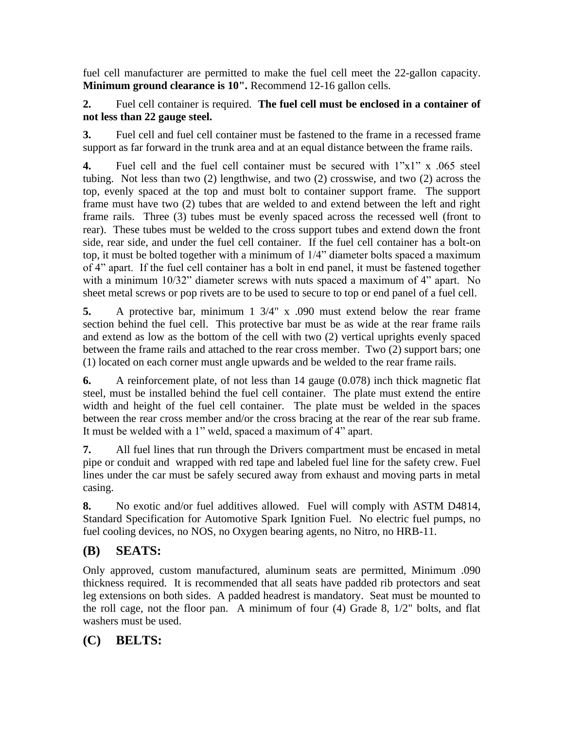fuel cell manufacturer are permitted to make the fuel cell meet the 22-gallon capacity. **Minimum ground clearance is 10".** Recommend 12-16 gallon cells.

**2.** Fuel cell container is required. **The fuel cell must be enclosed in a container of not less than 22 gauge steel.**

**3.** Fuel cell and fuel cell container must be fastened to the frame in a recessed frame support as far forward in the trunk area and at an equal distance between the frame rails.

**4.** Fuel cell and the fuel cell container must be secured with 1"x1" x .065 steel tubing. Not less than two (2) lengthwise, and two (2) crosswise, and two (2) across the top, evenly spaced at the top and must bolt to container support frame. The support frame must have two (2) tubes that are welded to and extend between the left and right frame rails. Three (3) tubes must be evenly spaced across the recessed well (front to rear). These tubes must be welded to the cross support tubes and extend down the front side, rear side, and under the fuel cell container. If the fuel cell container has a bolt-on top, it must be bolted together with a minimum of 1/4" diameter bolts spaced a maximum of 4" apart. If the fuel cell container has a bolt in end panel, it must be fastened together with a minimum 10/32" diameter screws with nuts spaced a maximum of 4" apart. No sheet metal screws or pop rivets are to be used to secure to top or end panel of a fuel cell.

**5.** A protective bar, minimum 1 3/4" x .090 must extend below the rear frame section behind the fuel cell. This protective bar must be as wide at the rear frame rails and extend as low as the bottom of the cell with two (2) vertical uprights evenly spaced between the frame rails and attached to the rear cross member. Two (2) support bars; one (1) located on each corner must angle upwards and be welded to the rear frame rails.

**6.** A reinforcement plate, of not less than 14 gauge (0.078) inch thick magnetic flat steel, must be installed behind the fuel cell container. The plate must extend the entire width and height of the fuel cell container. The plate must be welded in the spaces between the rear cross member and/or the cross bracing at the rear of the rear sub frame. It must be welded with a 1" weld, spaced a maximum of 4" apart.

**7.** All fuel lines that run through the Drivers compartment must be encased in metal pipe or conduit and wrapped with red tape and labeled fuel line for the safety crew. Fuel lines under the car must be safely secured away from exhaust and moving parts in metal casing.

**8.** No exotic and/or fuel additives allowed. Fuel will comply with ASTM D4814, Standard Specification for Automotive Spark Ignition Fuel. No electric fuel pumps, no fuel cooling devices, no NOS, no Oxygen bearing agents, no Nitro, no HRB-11.

## (B) SEATS:

Only approved, custom manufactured, aluminum seats are permitted, Minimum .090 thickness required. It is recommended that all seats have padded rib protectors and seat leg extensions on both sides. A padded headrest is mandatory. Seat must be mounted to the roll cage, not the floor pan. A minimum of four (4) Grade 8, 1/2" bolts, and flat washers must be used.

## (C) BELTS: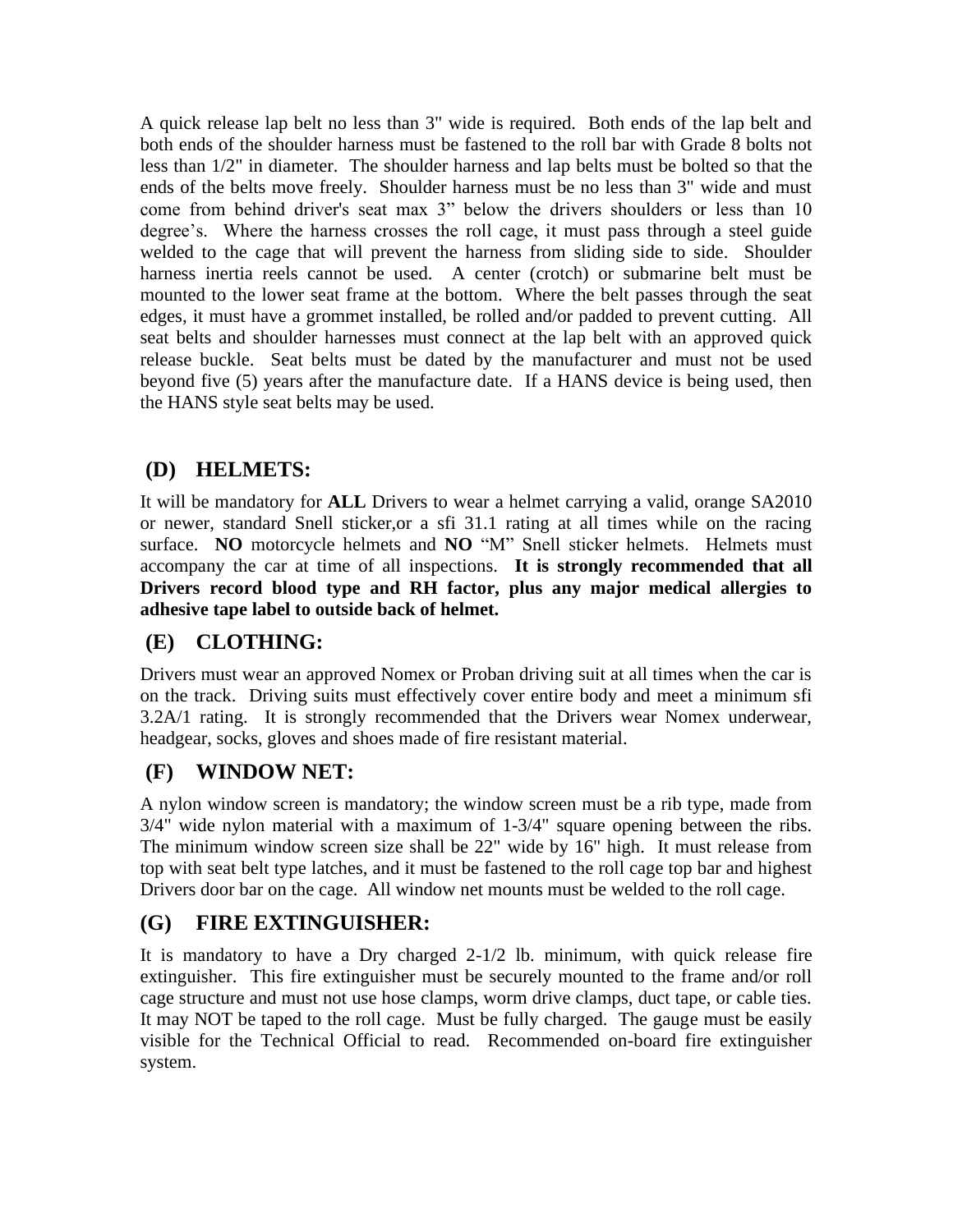A quick release lap belt no less than 3" wide is required. Both ends of the lap belt and both ends of the shoulder harness must be fastened to the roll bar with Grade 8 bolts not less than 1/2" in diameter. The shoulder harness and lap belts must be bolted so that the ends of the belts move freely. Shoulder harness must be no less than 3" wide and must come from behind driver's seat max 3" below the drivers shoulders or less than 10 degree's. Where the harness crosses the roll cage, it must pass through a steel guide welded to the cage that will prevent the harness from sliding side to side. Shoulder harness inertia reels cannot be used. A center (crotch) or submarine belt must be mounted to the lower seat frame at the bottom. Where the belt passes through the seat edges, it must have a grommet installed, be rolled and/or padded to prevent cutting. All seat belts and shoulder harnesses must connect at the lap belt with an approved quick release buckle. Seat belts must be dated by the manufacturer and must not be used beyond five (5) years after the manufacture date. If a HANS device is being used, then the HANS style seat belts may be used.

## (D) HELMETS:

It will be mandatory for **ALL** Drivers to wear a helmet carrying a valid, orange SA2010 or newer, standard Snell sticker,or a sfi 31.1 rating at all times while on the racing surface. **NO** motorcycle helmets and **NO** "M" Snell sticker helmets. Helmets must accompany the car at time of all inspections. **It is strongly recommended that all Drivers record blood type and RH factor, plus any major medical allergies to adhesive tape label to outside back of helmet.**

## (E) CLOTHING:

Drivers must wear an approved Nomex or Proban driving suit at all times when the car is on the track. Driving suits must effectively cover entire body and meet a minimum sfi 3.2A/1 rating. It is strongly recommended that the Drivers wear Nomex underwear, headgear, socks, gloves and shoes made of fire resistant material.

## (F) WINDOW NET:

A nylon window screen is mandatory; the window screen must be a rib type, made from 3/4" wide nylon material with a maximum of 1-3/4" square opening between the ribs. The minimum window screen size shall be 22" wide by 16" high. It must release from top with seat belt type latches, and it must be fastened to the roll cage top bar and highest Drivers door bar on the cage. All window net mounts must be welded to the roll cage.

## (G) FIRE EXTINGUISHER:

It is mandatory to have a Dry charged 2-1/2 lb. minimum, with quick release fire extinguisher. This fire extinguisher must be securely mounted to the frame and/or roll cage structure and must not use hose clamps, worm drive clamps, duct tape, or cable ties. It may NOT be taped to the roll cage. Must be fully charged. The gauge must be easily visible for the Technical Official to read. Recommended on-board fire extinguisher system.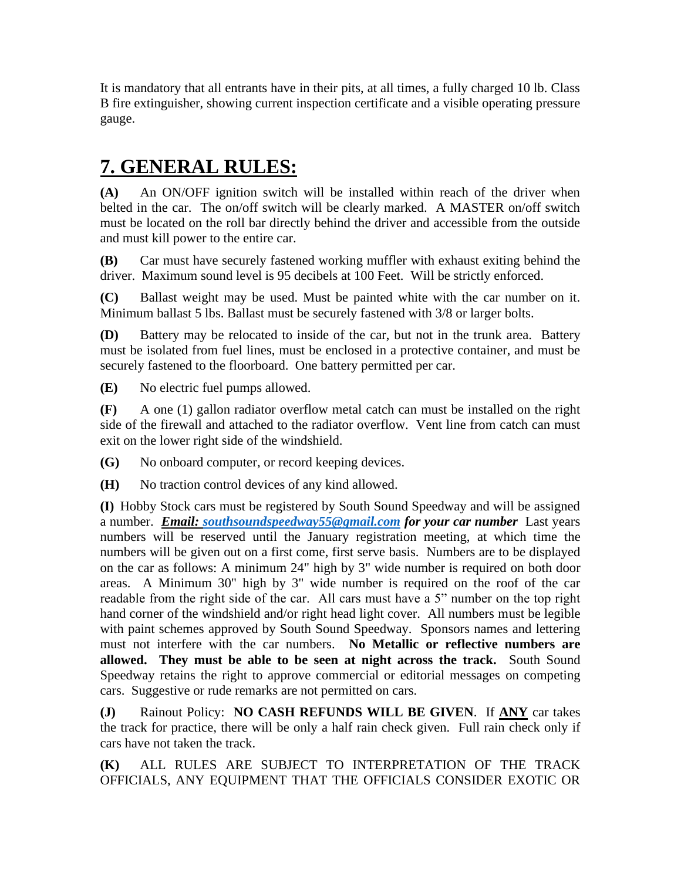It is mandatory that all entrants have in their pits, at all times, a fully charged 10 lb. Class B fire extinguisher, showing current inspection certificate and a visible operating pressure gauge.

# 7. GENERAL RULES:

**(A)** An ON/OFF ignition switch will be installed within reach of the driver when belted in the car. The on/off switch will be clearly marked. A MASTER on/off switch must be located on the roll bar directly behind the driver and accessible from the outside and must kill power to the entire car.

**(B)** Car must have securely fastened working muffler with exhaust exiting behind the driver. Maximum sound level is 95 decibels at 100 Feet. Will be strictly enforced.

**(C)** Ballast weight may be used. Must be painted white with the car number on it. Minimum ballast 5 lbs. Ballast must be securely fastened with 3/8 or larger bolts.

**(D)** Battery may be relocated to inside of the car, but not in the trunk area. Battery must be isolated from fuel lines, must be enclosed in a protective container, and must be securely fastened to the floorboard. One battery permitted per car.

**(E)** No electric fuel pumps allowed.

**(F)** A one (1) gallon radiator overflow metal catch can must be installed on the right side of the firewall and attached to the radiator overflow. Vent line from catch can must exit on the lower right side of the windshield.

**(G)** No onboard computer, or record keeping devices.

**(H)** No traction control devices of any kind allowed.

**(I)** Hobby Stock cars must be registered by South Sound Speedway and will be assigned a number. ***Email: southsoundspeedway55@gmail.com for your car number*** Last years numbers will be reserved until the January registration meeting, at which time the numbers will be given out on a first come, first serve basis. Numbers are to be displayed on the car as follows: A minimum 24" high by 3" wide number is required on both door areas. A Minimum 30" high by 3" wide number is required on the roof of the car readable from the right side of the car. All cars must have a 5" number on the top right hand corner of the windshield and/or right head light cover. All numbers must be legible with paint schemes approved by South Sound Speedway. Sponsors names and lettering must not interfere with the car numbers. **No Metallic or reflective numbers are allowed. They must be able to be seen at night across the track.** South Sound Speedway retains the right to approve commercial or editorial messages on competing cars. Suggestive or rude remarks are not permitted on cars.

**(J)** Rainout Policy: **NO CASH REFUNDS WILL BE GIVEN**. If **ANY** car takes the track for practice, there will be only a half rain check given. Full rain check only if cars have not taken the track.

**(K)** ALL RULES ARE SUBJECT TO INTERPRETATION OF THE TRACK OFFICIALS, ANY EQUIPMENT THAT THE OFFICIALS CONSIDER EXOTIC OR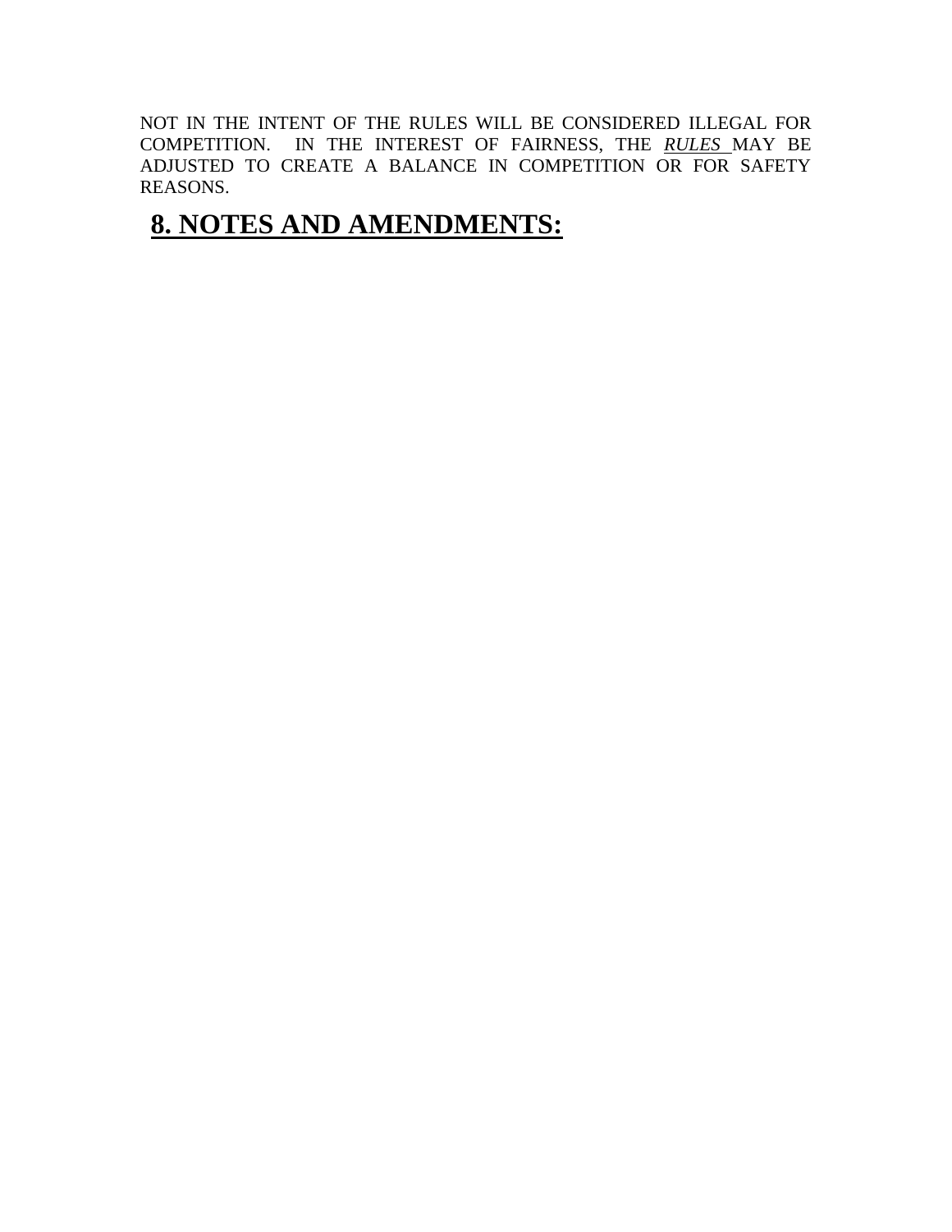NOT IN THE INTENT OF THE RULES WILL BE CONSIDERED ILLEGAL FOR COMPETITION. IN THE INTEREST OF FAIRNESS, THE ***RULES*** MAY BE ADJUSTED TO CREATE A BALANCE IN COMPETITION OR FOR SAFETY REASONS.

## 8. NOTES AND AMENDMENTS: